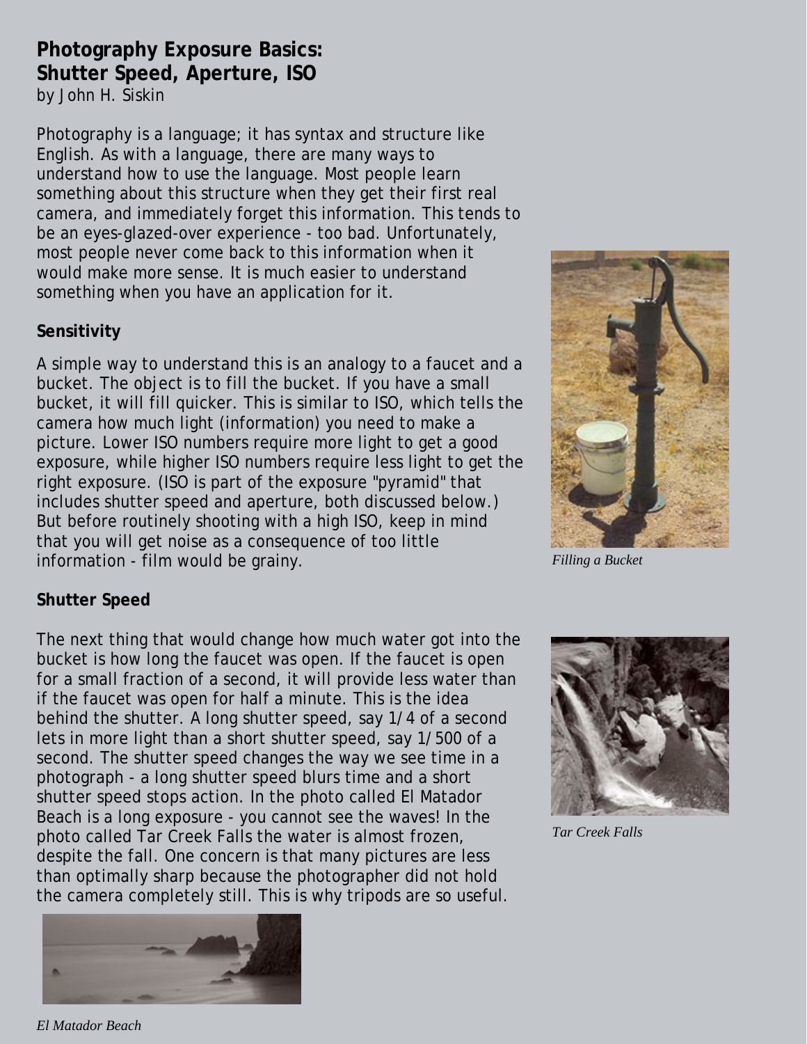# Photography Exposure Basics: Shutter Speed, Aperture, ISO

by John H. Siskin

Photography is a language; it has syntax and structure like English. As with a language, there are many ways to understand how to use the language. Most people learn something about this structure when they get their first real camera, and immediately forget this information. This tends to be an eyes-glazed-over experience - too bad. Unfortunately, most people never come back to this information when it would make more sense. It is much easier to understand something when you have an application for it.

## Sensitivity

A simple way to understand this is an analogy to a faucet and a bucket. The object is to fill the bucket. If you have a small bucket, it will fill quicker. This is similar to ISO, which tells the camera how much light (information) you need to make a picture. Lower ISO numbers require more light to get a good exposure, while higher ISO numbers require less light to get the right exposure. (ISO is part of the exposure "pyramid" that includes shutter speed and aperture, both discussed below.) But before routinely shooting with a high ISO, keep in mind that you will get noise as a consequence of too little information - film would be grainy.

*Filling a Bucket*

## Shutter Speed

The next thing that would change how much water got into the bucket is how long the faucet was open. If the faucet is open for a small fraction of a second, it will provide less water than if the faucet was open for half a minute. This is the idea behind the shutter. A long shutter speed, say 1/4 of a second lets in more light than a short shutter speed, say 1/500 of a second. The shutter speed changes the way we see time in a photograph - a long shutter speed blurs time and a short shutter speed stops action. In the photo called El Matador Beach is a long exposure - you cannot see the waves! In the photo called Tar Creek Falls the water is almost frozen, despite the fall. One concern is that many pictures are less than optimally sharp because the photographer did not hold the camera completely still. This is why tripods are so useful.

*Tar Creek Falls*

*El Matador Beach*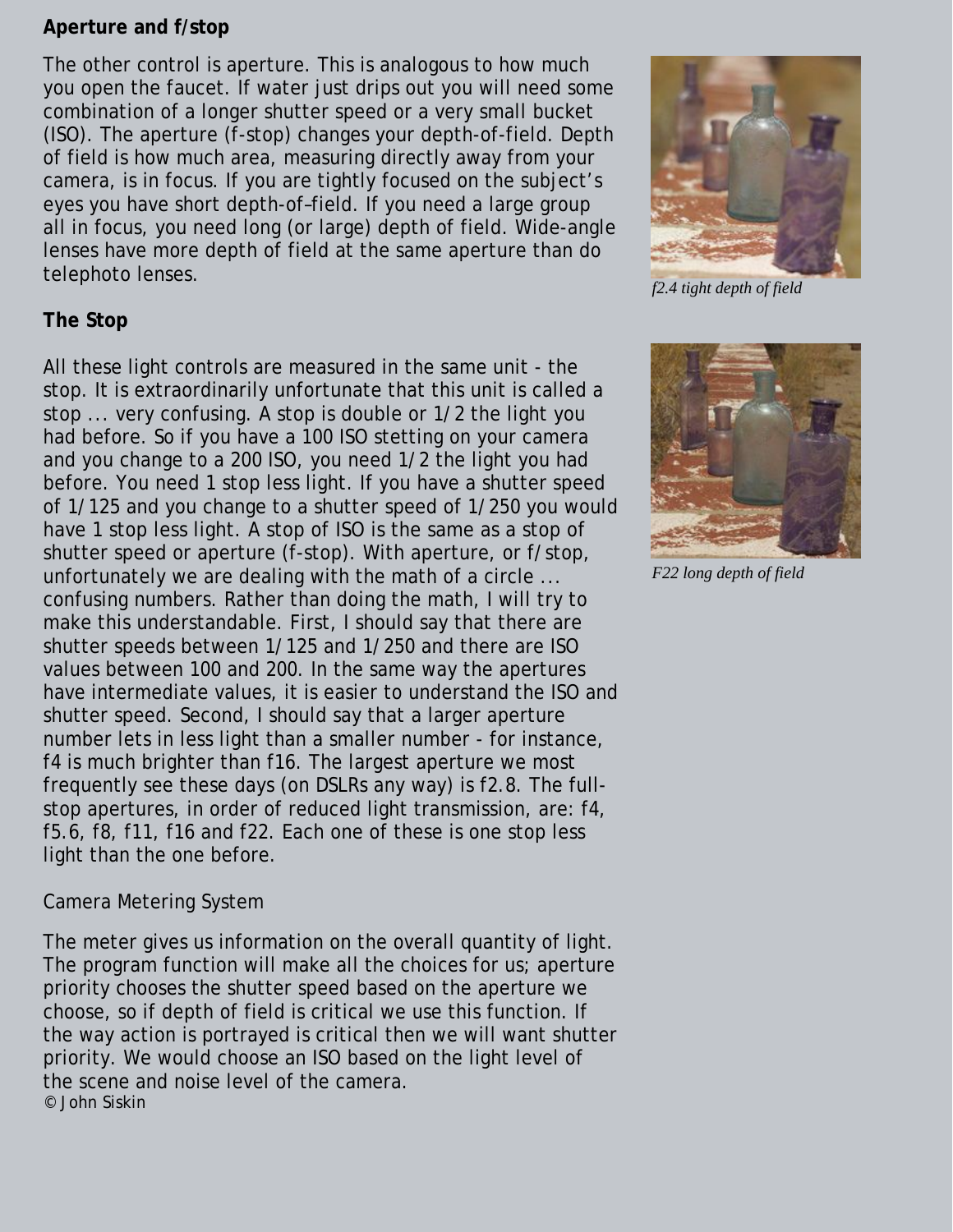**Aperture and f/stop**

The other control is aperture. This is analogous to how much you open the faucet. If water just drips out you will need some combination of a longer shutter speed or a very small bucket (ISO). The aperture (f-stop) changes your depth-of-field. Depth of field is how much area, measuring directly away from your camera, is in focus. If you are tightly focused on the subject's eyes you have short depth-of–field. If you need a large group all in focus, you need long (or large) depth of field. Wide-angle lenses have more depth of field at the same aperture than do telephoto lenses.

*f2.4 tight depth of field*

*F22 long depth of field*

**The Stop**

All these light controls are measured in the same unit - the stop. It is extraordinarily unfortunate that this unit is called a stop ... very confusing. A stop is double or 1/2 the light you had before. So if you have a 100 ISO stetting on your camera and you change to a 200 ISO, you need 1/2 the light you had before. You need 1 stop less light. If you have a shutter speed of 1/125 and you change to a shutter speed of 1/250 you would have 1 stop less light. A stop of ISO is the same as a stop of shutter speed or aperture (f-stop). With aperture, or f/stop, unfortunately we are dealing with the math of a circle ... confusing numbers. Rather than doing the math, I will try to make this understandable. First, I should say that there are shutter speeds between 1/125 and 1/250 and there are ISO values between 100 and 200. In the same way the apertures have intermediate values, it is easier to understand the ISO and shutter speed. Second, I should say that a larger aperture number lets in less light than a smaller number - for instance, f4 is much brighter than f16. The largest aperture we most frequently see these days (on DSLRs any way) is f2.8. The full-stop apertures, in order of reduced light transmission, are: f4, f5.6, f8, f11, f16 and f22. Each one of these is one stop less light than the one before.

Camera Metering System

The meter gives us information on the overall quantity of light. The program function will make all the choices for us; aperture priority chooses the shutter speed based on the aperture we choose, so if depth of field is critical we use this function. If the way action is portrayed is critical then we will want shutter priority. We would choose an ISO based on the light level of the scene and noise level of the camera.

© John Siskin